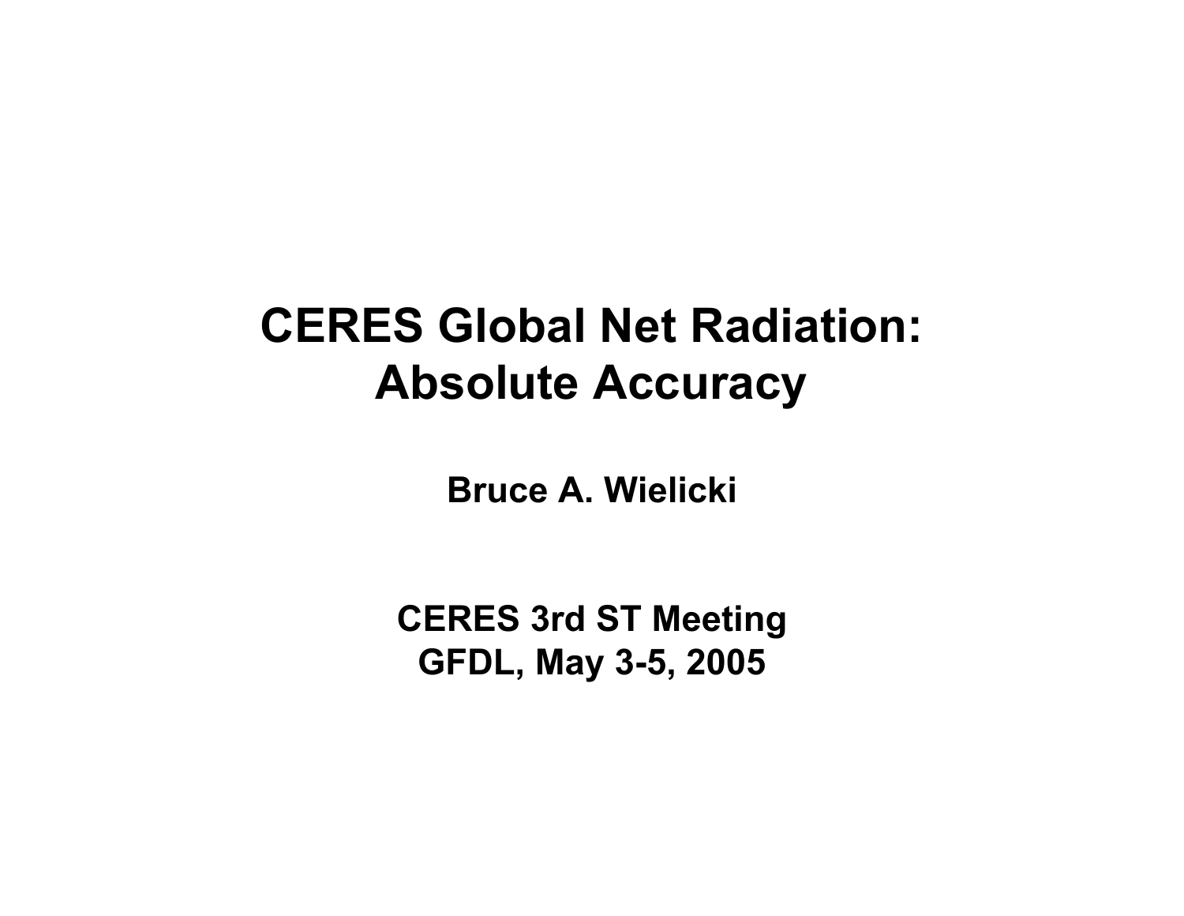# CERES Global Net Radiation: Absolute Accuracy

**Bruce A. Wielicki**

**CERES 3rd ST Meeting**
**GFDL, May 3-5, 2005**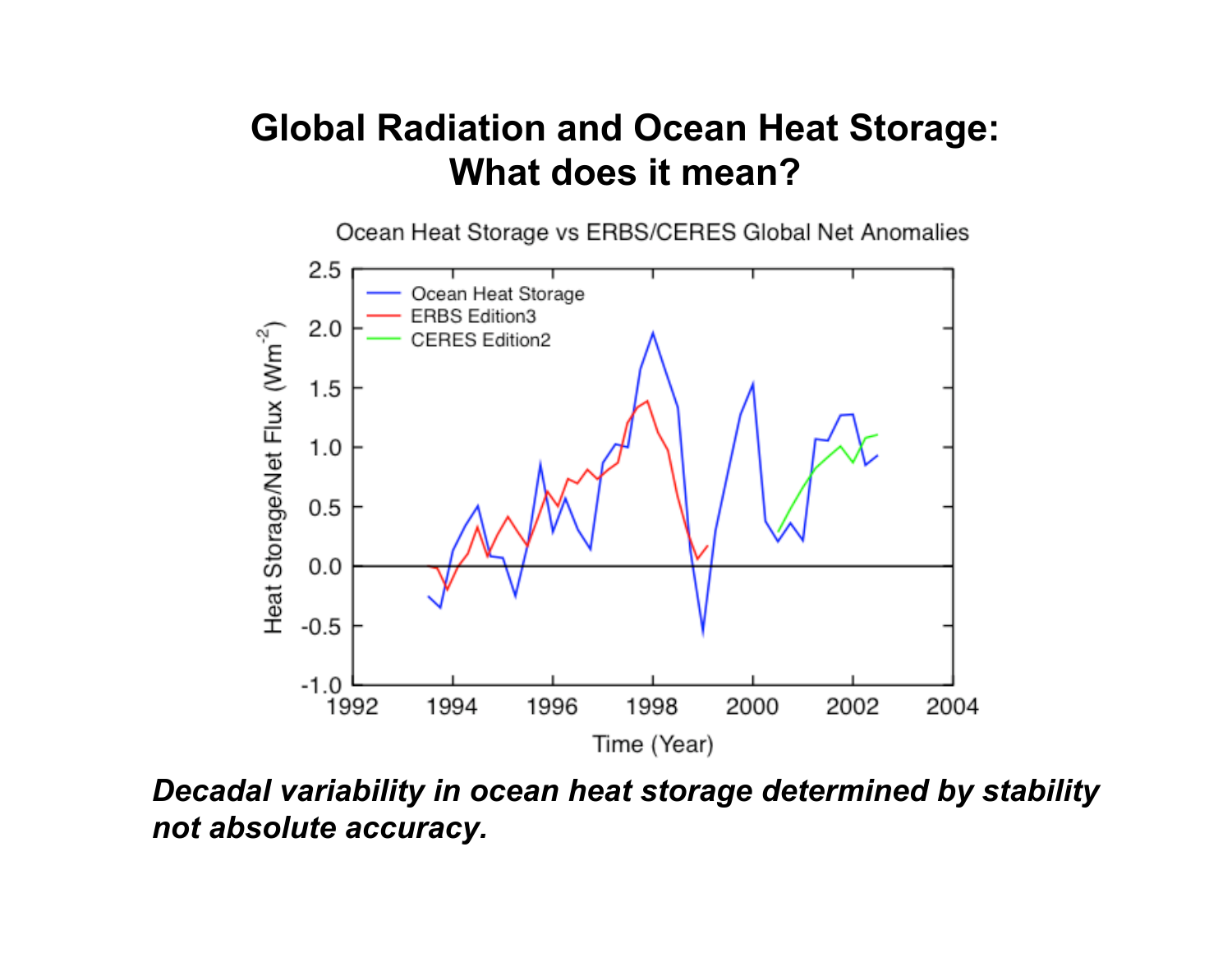# Global Radiation and Ocean Heat Storage: What does it mean?

*Decadal variability in ocean heat storage determined by stability not absolute accuracy.*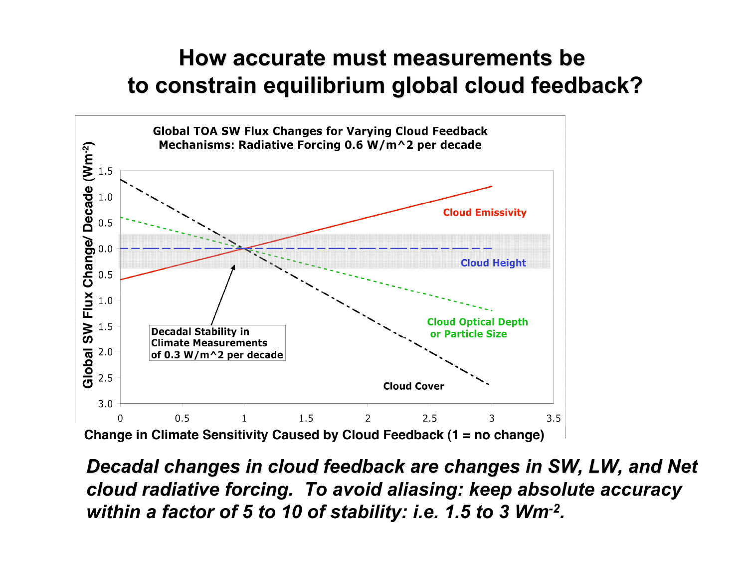# How accurate must measurements be to constrain equilibrium global cloud feedback?

**Global TOA SW Flux Changes for Varying Cloud Feedback Mechanisms: Radiative Forcing 0.6 W/m^2 per decade**

Global SW Flux Change/ Decade ($Wm^{-2}$)

Cloud Emissivity

Cloud Height

Cloud Optical Depth or Particle Size

Cloud Cover

Decadal Stability in Climate Measurements of 0.3 W/m^2 per decade

Change in Climate Sensitivity Caused by Cloud Feedback (1 = no change)

***Decadal changes in cloud feedback are changes in SW, LW, and Net cloud radiative forcing. To avoid aliasing: keep absolute accuracy within a factor of 5 to 10 of stability: i.e. 1.5 to 3 $Wm^{-2}$.***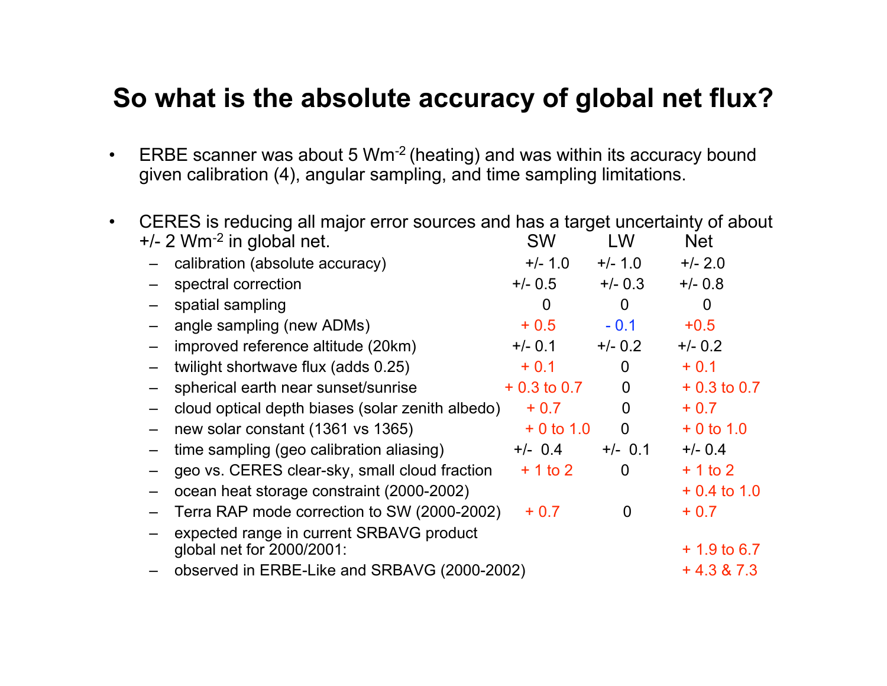# So what is the absolute accuracy of global net flux?

- ERBE scanner was about 5 $Wm^{-2}$ (heating) and was within its accuracy bound given calibration (4), angular sampling, and time sampling limitations.

- CERES is reducing all major error sources and has a target uncertainty of about +/- 2 $Wm^{-2}$ in global net.

| | SW | LW | Net |
|---|---|---|---|
| – calibration (absolute accuracy) | +/- 1.0 | +/- 1.0 | +/- 2.0 |
| – spectral correction | +/- 0.5 | +/- 0.3 | +/- 0.8 |
| – spatial sampling | 0 | 0 | 0 |
| – angle sampling (new ADMs) | + 0.5 | - 0.1 | +0.5 |
| – improved reference altitude (20km) | +/- 0.1 | +/- 0.2 | +/- 0.2 |
| – twilight shortwave flux (adds 0.25) | + 0.1 | 0 | + 0.1 |
| – spherical earth near sunset/sunrise | + 0.3 to 0.7 | 0 | + 0.3 to 0.7 |
| – cloud optical depth biases (solar zenith albedo) | + 0.7 | 0 | + 0.7 |
| – new solar constant (1361 vs 1365) | + 0 to 1.0 | 0 | + 0 to 1.0 |
| – time sampling (geo calibration aliasing) | +/- 0.4 | +/- 0.1 | +/- 0.4 |
| – geo vs. CERES clear-sky, small cloud fraction | + 1 to 2 | 0 | + 1 to 2 |
| – ocean heat storage constraint (2000-2002) | | | + 0.4 to 1.0 |
| – Terra RAP mode correction to SW (2000-2002) | + 0.7 | 0 | + 0.7 |
| – expected range in current SRBAVG product global net for 2000/2001: | | | + 1.9 to 6.7 |
| – observed in ERBE-Like and SRBAVG (2000-2002) | | | + 4.3 & 7.3 |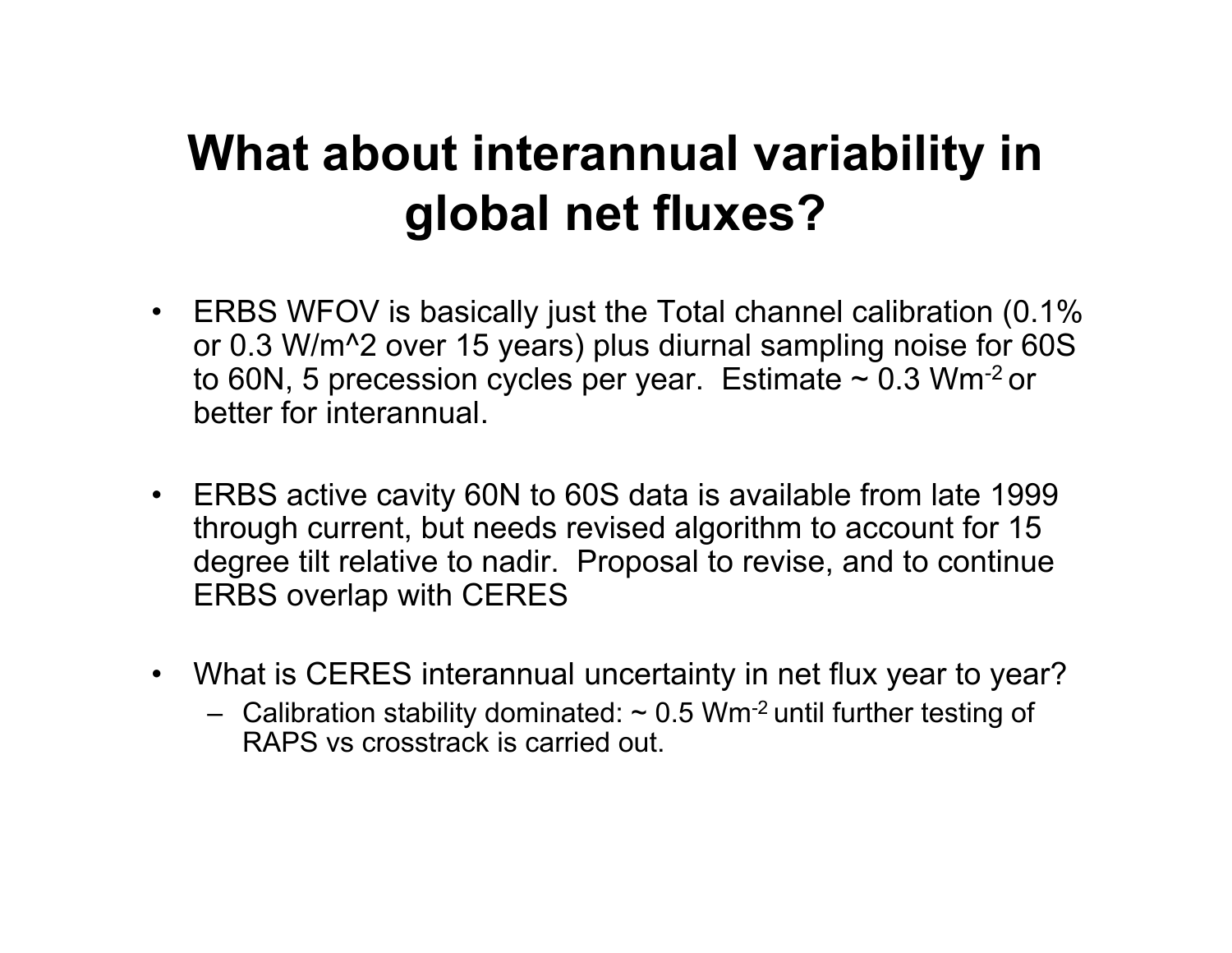# What about interannual variability in global net fluxes?

- ERBS WFOV is basically just the Total channel calibration (0.1% or 0.3 W/m^2 over 15 years) plus diurnal sampling noise for 60S to 60N, 5 precession cycles per year. Estimate ~ 0.3 $Wm^{-2}$ or better for interannual.
- ERBS active cavity 60N to 60S data is available from late 1999 through current, but needs revised algorithm to account for 15 degree tilt relative to nadir. Proposal to revise, and to continue ERBS overlap with CERES
- What is CERES interannual uncertainty in net flux year to year?
  - Calibration stability dominated: ~ 0.5 $Wm^{-2}$ until further testing of RAPS vs crosstrack is carried out.